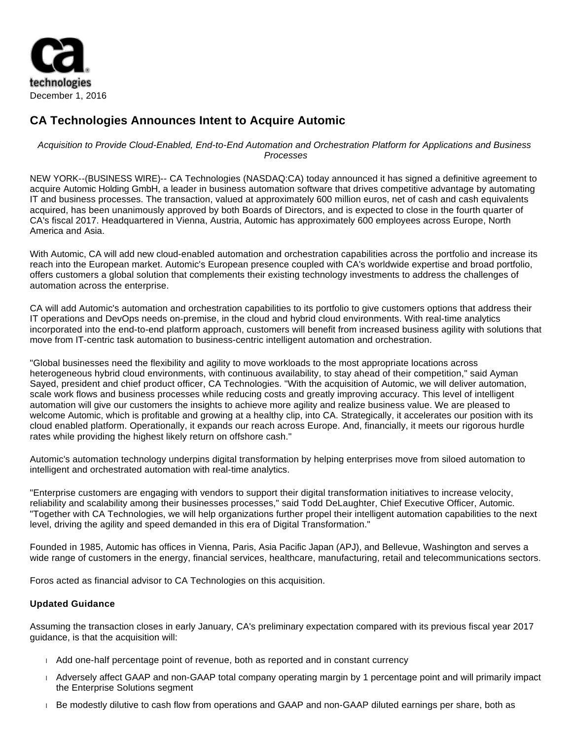December 1, 2016

# CA Technologies Announces Intent to Acquire Automic

*Acquisition to Provide Cloud-Enabled, End-to-End Automation and Orchestration Platform for Applications and Business Processes*

NEW YORK--(BUSINESS WIRE)-- CA Technologies (NASDAQ:CA) today announced it has signed a definitive agreement to acquire Automic Holding GmbH, a leader in business automation software that drives competitive advantage by automating IT and business processes. The transaction, valued at approximately 600 million euros, net of cash and cash equivalents acquired, has been unanimously approved by both Boards of Directors, and is expected to close in the fourth quarter of CA's fiscal 2017. Headquartered in Vienna, Austria, Automic has approximately 600 employees across Europe, North America and Asia.

With Automic, CA will add new cloud-enabled automation and orchestration capabilities across the portfolio and increase its reach into the European market. Automic's European presence coupled with CA's worldwide expertise and broad portfolio, offers customers a global solution that complements their existing technology investments to address the challenges of automation across the enterprise.

CA will add Automic's automation and orchestration capabilities to its portfolio to give customers options that address their IT operations and DevOps needs on-premise, in the cloud and hybrid cloud environments. With real-time analytics incorporated into the end-to-end platform approach, customers will benefit from increased business agility with solutions that move from IT-centric task automation to business-centric intelligent automation and orchestration.

"Global businesses need the flexibility and agility to move workloads to the most appropriate locations across heterogeneous hybrid cloud environments, with continuous availability, to stay ahead of their competition," said Ayman Sayed, president and chief product officer, CA Technologies. "With the acquisition of Automic, we will deliver automation, scale work flows and business processes while reducing costs and greatly improving accuracy. This level of intelligent automation will give our customers the insights to achieve more agility and realize business value. We are pleased to welcome Automic, which is profitable and growing at a healthy clip, into CA. Strategically, it accelerates our position with its cloud enabled platform. Operationally, it expands our reach across Europe. And, financially, it meets our rigorous hurdle rates while providing the highest likely return on offshore cash."

Automic's automation technology underpins digital transformation by helping enterprises move from siloed automation to intelligent and orchestrated automation with real-time analytics.

"Enterprise customers are engaging with vendors to support their digital transformation initiatives to increase velocity, reliability and scalability among their businesses processes," said Todd DeLaughter, Chief Executive Officer, Automic. "Together with CA Technologies, we will help organizations further propel their intelligent automation capabilities to the next level, driving the agility and speed demanded in this era of Digital Transformation."

Founded in 1985, Automic has offices in Vienna, Paris, Asia Pacific Japan (APJ), and Bellevue, Washington and serves a wide range of customers in the energy, financial services, healthcare, manufacturing, retail and telecommunications sectors.

Foros acted as financial advisor to CA Technologies on this acquisition.

**Updated Guidance**

Assuming the transaction closes in early January, CA's preliminary expectation compared with its previous fiscal year 2017 guidance, is that the acquisition will:

- Add one-half percentage point of revenue, both as reported and in constant currency
- Adversely affect GAAP and non-GAAP total company operating margin by 1 percentage point and will primarily impact the Enterprise Solutions segment
- Be modestly dilutive to cash flow from operations and GAAP and non-GAAP diluted earnings per share, both as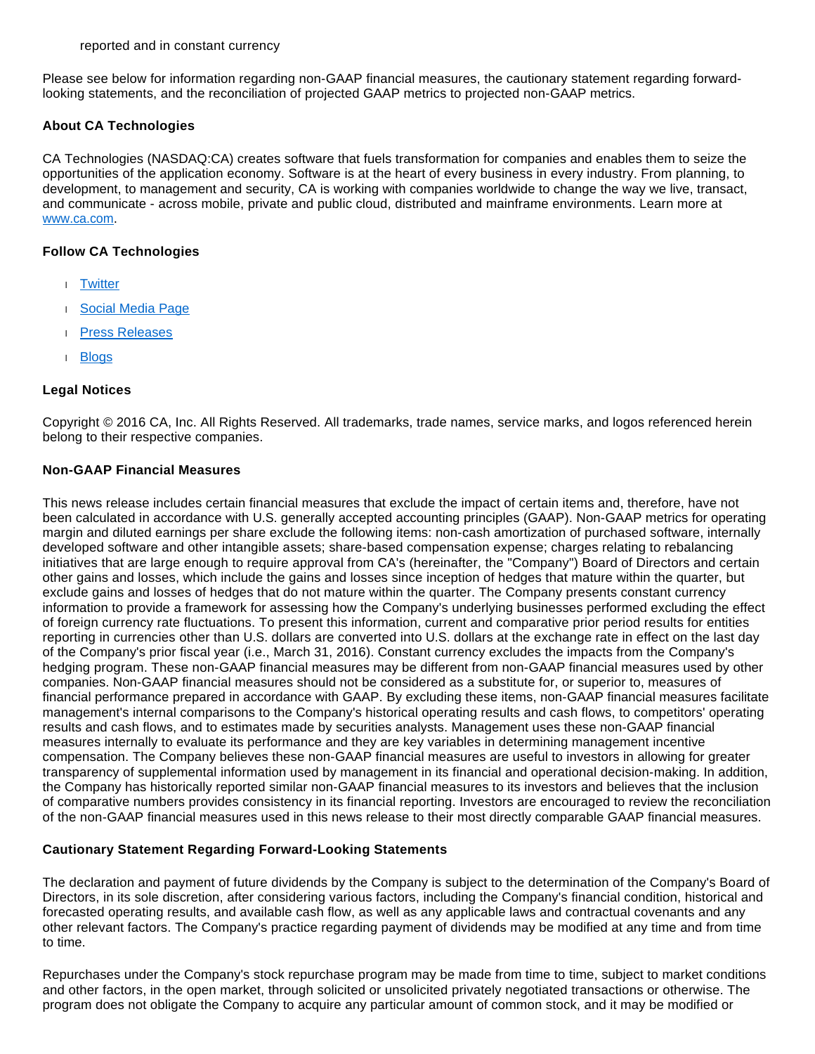reported and in constant currency

Please see below for information regarding non-GAAP financial measures, the cautionary statement regarding forward-looking statements, and the reconciliation of projected GAAP metrics to projected non-GAAP metrics.

**About CA Technologies**

CA Technologies (NASDAQ:CA) creates software that fuels transformation for companies and enables them to seize the opportunities of the application economy. Software is at the heart of every business in every industry. From planning, to development, to management and security, CA is working with companies worldwide to change the way we live, transact, and communicate - across mobile, private and public cloud, distributed and mainframe environments. Learn more at www.ca.com.

**Follow CA Technologies**

- Twitter
- Social Media Page
- Press Releases
- Blogs

**Legal Notices**

Copyright © 2016 CA, Inc. All Rights Reserved. All trademarks, trade names, service marks, and logos referenced herein belong to their respective companies.

**Non-GAAP Financial Measures**

This news release includes certain financial measures that exclude the impact of certain items and, therefore, have not been calculated in accordance with U.S. generally accepted accounting principles (GAAP). Non-GAAP metrics for operating margin and diluted earnings per share exclude the following items: non-cash amortization of purchased software, internally developed software and other intangible assets; share-based compensation expense; charges relating to rebalancing initiatives that are large enough to require approval from CA's (hereinafter, the "Company") Board of Directors and certain other gains and losses, which include the gains and losses since inception of hedges that mature within the quarter, but exclude gains and losses of hedges that do not mature within the quarter. The Company presents constant currency information to provide a framework for assessing how the Company's underlying businesses performed excluding the effect of foreign currency rate fluctuations. To present this information, current and comparative prior period results for entities reporting in currencies other than U.S. dollars are converted into U.S. dollars at the exchange rate in effect on the last day of the Company's prior fiscal year (i.e., March 31, 2016). Constant currency excludes the impacts from the Company's hedging program. These non-GAAP financial measures may be different from non-GAAP financial measures used by other companies. Non-GAAP financial measures should not be considered as a substitute for, or superior to, measures of financial performance prepared in accordance with GAAP. By excluding these items, non-GAAP financial measures facilitate management's internal comparisons to the Company's historical operating results and cash flows, to competitors' operating results and cash flows, and to estimates made by securities analysts. Management uses these non-GAAP financial measures internally to evaluate its performance and they are key variables in determining management incentive compensation. The Company believes these non-GAAP financial measures are useful to investors in allowing for greater transparency of supplemental information used by management in its financial and operational decision-making. In addition, the Company has historically reported similar non-GAAP financial measures to its investors and believes that the inclusion of comparative numbers provides consistency in its financial reporting. Investors are encouraged to review the reconciliation of the non-GAAP financial measures used in this news release to their most directly comparable GAAP financial measures.

**Cautionary Statement Regarding Forward-Looking Statements**

The declaration and payment of future dividends by the Company is subject to the determination of the Company's Board of Directors, in its sole discretion, after considering various factors, including the Company's financial condition, historical and forecasted operating results, and available cash flow, as well as any applicable laws and contractual covenants and any other relevant factors. The Company's practice regarding payment of dividends may be modified at any time and from time to time.

Repurchases under the Company's stock repurchase program may be made from time to time, subject to market conditions and other factors, in the open market, through solicited or unsolicited privately negotiated transactions or otherwise. The program does not obligate the Company to acquire any particular amount of common stock, and it may be modified or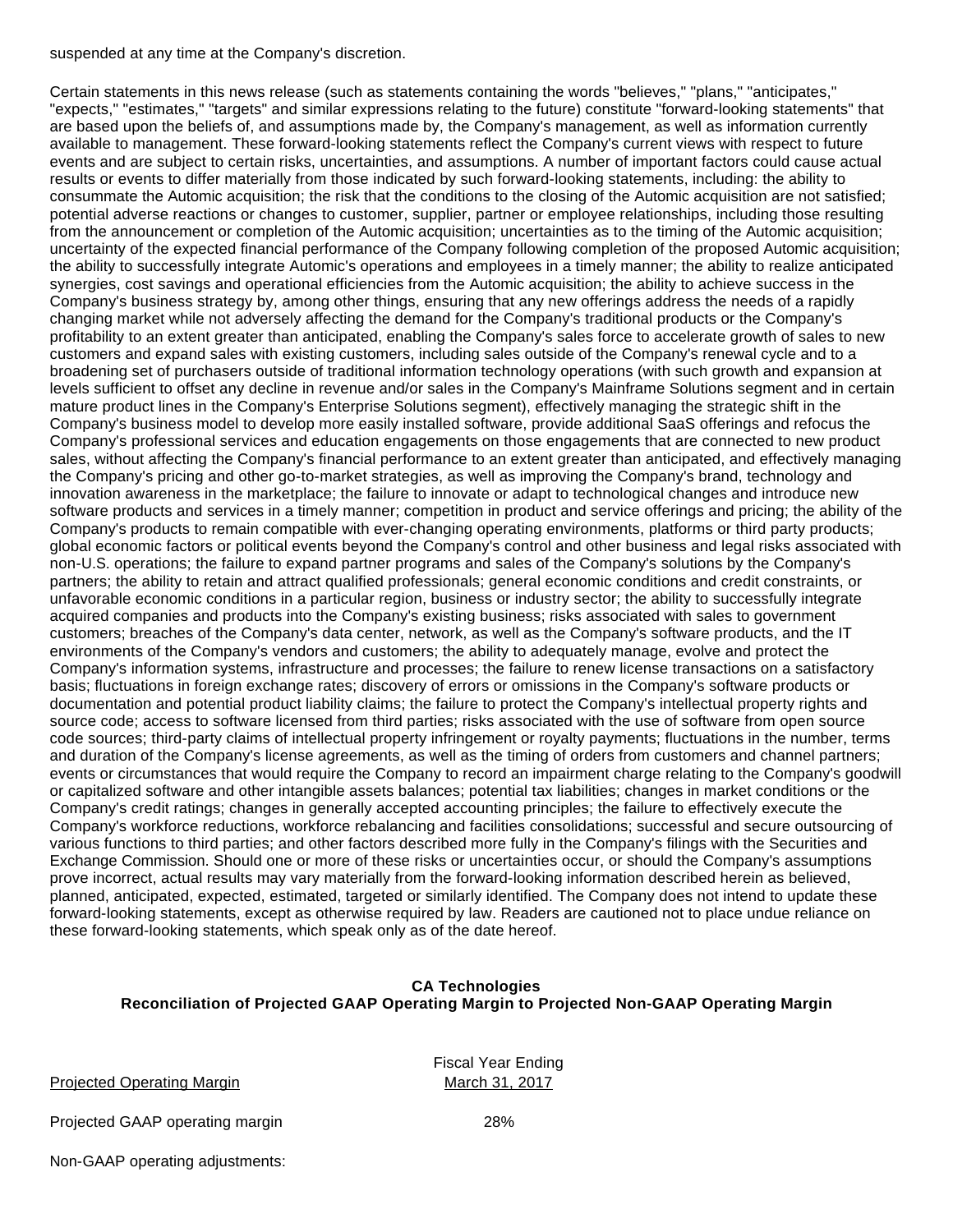suspended at any time at the Company's discretion.

Certain statements in this news release (such as statements containing the words "believes," "plans," "anticipates," "expects," "estimates," "targets" and similar expressions relating to the future) constitute "forward-looking statements" that are based upon the beliefs of, and assumptions made by, the Company's management, as well as information currently available to management. These forward-looking statements reflect the Company's current views with respect to future events and are subject to certain risks, uncertainties, and assumptions. A number of important factors could cause actual results or events to differ materially from those indicated by such forward-looking statements, including: the ability to consummate the Automic acquisition; the risk that the conditions to the closing of the Automic acquisition are not satisfied; potential adverse reactions or changes to customer, supplier, partner or employee relationships, including those resulting from the announcement or completion of the Automic acquisition; uncertainties as to the timing of the Automic acquisition; uncertainty of the expected financial performance of the Company following completion of the proposed Automic acquisition; the ability to successfully integrate Automic's operations and employees in a timely manner; the ability to realize anticipated synergies, cost savings and operational efficiencies from the Automic acquisition; the ability to achieve success in the Company's business strategy by, among other things, ensuring that any new offerings address the needs of a rapidly changing market while not adversely affecting the demand for the Company's traditional products or the Company's profitability to an extent greater than anticipated, enabling the Company's sales force to accelerate growth of sales to new customers and expand sales with existing customers, including sales outside of the Company's renewal cycle and to a broadening set of purchasers outside of traditional information technology operations (with such growth and expansion at levels sufficient to offset any decline in revenue and/or sales in the Company's Mainframe Solutions segment and in certain mature product lines in the Company's Enterprise Solutions segment), effectively managing the strategic shift in the Company's business model to develop more easily installed software, provide additional SaaS offerings and refocus the Company's professional services and education engagements on those engagements that are connected to new product sales, without affecting the Company's financial performance to an extent greater than anticipated, and effectively managing the Company's pricing and other go-to-market strategies, as well as improving the Company's brand, technology and innovation awareness in the marketplace; the failure to innovate or adapt to technological changes and introduce new software products and services in a timely manner; competition in product and service offerings and pricing; the ability of the Company's products to remain compatible with ever-changing operating environments, platforms or third party products; global economic factors or political events beyond the Company's control and other business and legal risks associated with non-U.S. operations; the failure to expand partner programs and sales of the Company's solutions by the Company's partners; the ability to retain and attract qualified professionals; general economic conditions and credit constraints, or unfavorable economic conditions in a particular region, business or industry sector; the ability to successfully integrate acquired companies and products into the Company's existing business; risks associated with sales to government customers; breaches of the Company's data center, network, as well as the Company's software products, and the IT environments of the Company's vendors and customers; the ability to adequately manage, evolve and protect the Company's information systems, infrastructure and processes; the failure to renew license transactions on a satisfactory basis; fluctuations in foreign exchange rates; discovery of errors or omissions in the Company's software products or documentation and potential product liability claims; the failure to protect the Company's intellectual property rights and source code; access to software licensed from third parties; risks associated with the use of software from open source code sources; third-party claims of intellectual property infringement or royalty payments; fluctuations in the number, terms and duration of the Company's license agreements, as well as the timing of orders from customers and channel partners; events or circumstances that would require the Company to record an impairment charge relating to the Company's goodwill or capitalized software and other intangible assets balances; potential tax liabilities; changes in market conditions or the Company's credit ratings; changes in generally accepted accounting principles; the failure to effectively execute the Company's workforce reductions, workforce rebalancing and facilities consolidations; successful and secure outsourcing of various functions to third parties; and other factors described more fully in the Company's filings with the Securities and Exchange Commission. Should one or more of these risks or uncertainties occur, or should the Company's assumptions prove incorrect, actual results may vary materially from the forward-looking information described herein as believed, planned, anticipated, expected, estimated, targeted or similarly identified. The Company does not intend to update these forward-looking statements, except as otherwise required by law. Readers are cautioned not to place undue reliance on these forward-looking statements, which speak only as of the date hereof.

**CA Technologies**
**Reconciliation of Projected GAAP Operating Margin to Projected Non-GAAP Operating Margin**

| Projected Operating Margin | Fiscal Year Ending March 31, 2017 |
|---|---|
| Projected GAAP operating margin | 28% |
| Non-GAAP operating adjustments: | |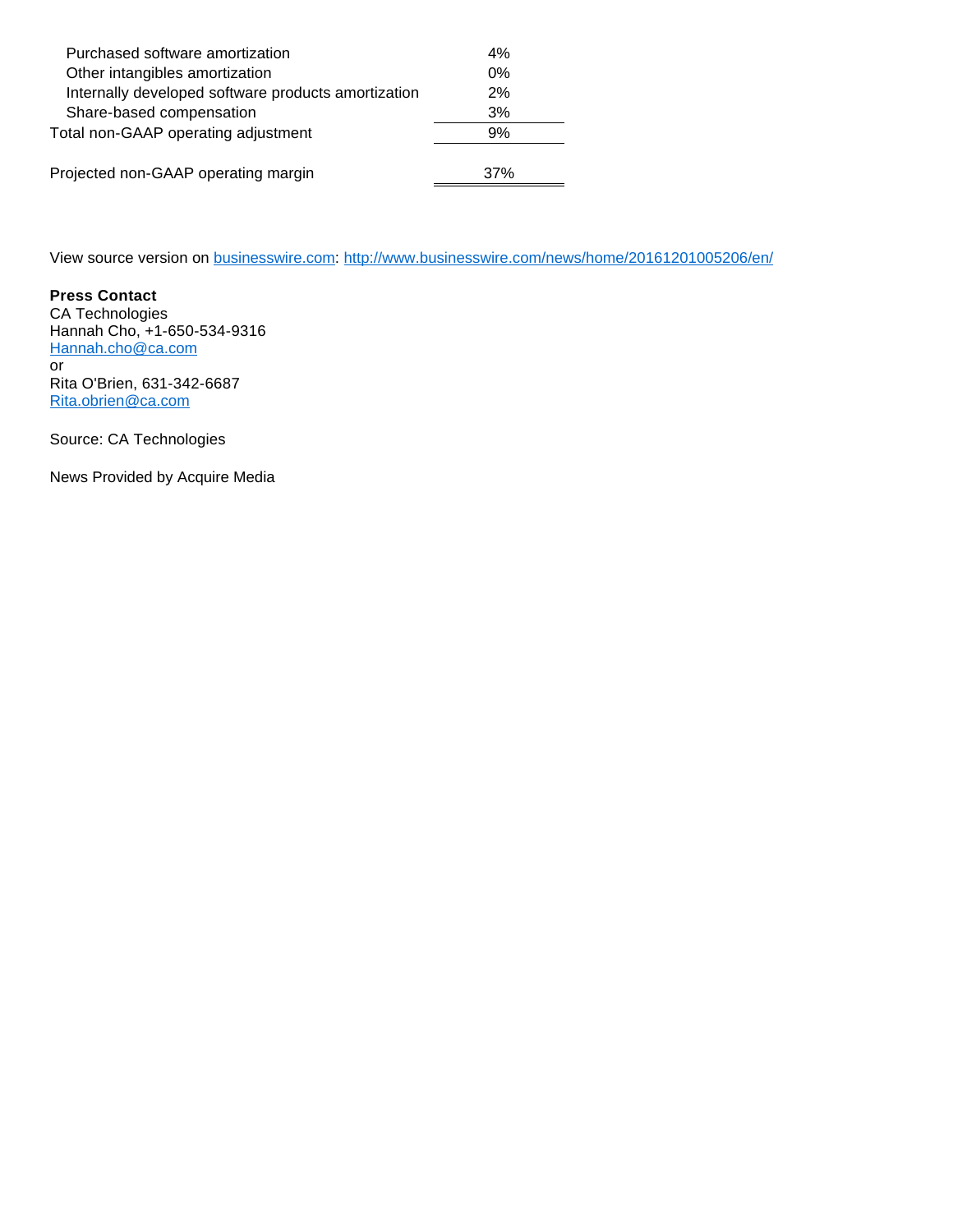| | |
|---|---|
| Purchased software amortization | 4% |
| Other intangibles amortization | 0% |
| Internally developed software products amortization | 2% |
| Share-based compensation | 3% |
| Total non-GAAP operating adjustment | 9% |
| | |
| Projected non-GAAP operating margin | 37% |

View source version on businesswire.com: http://www.businesswire.com/news/home/20161201005206/en/

**Press Contact**
CA Technologies
Hannah Cho, +1-650-534-9316
Hannah.cho@ca.com
or
Rita O'Brien, 631-342-6687
Rita.obrien@ca.com

Source: CA Technologies

News Provided by Acquire Media